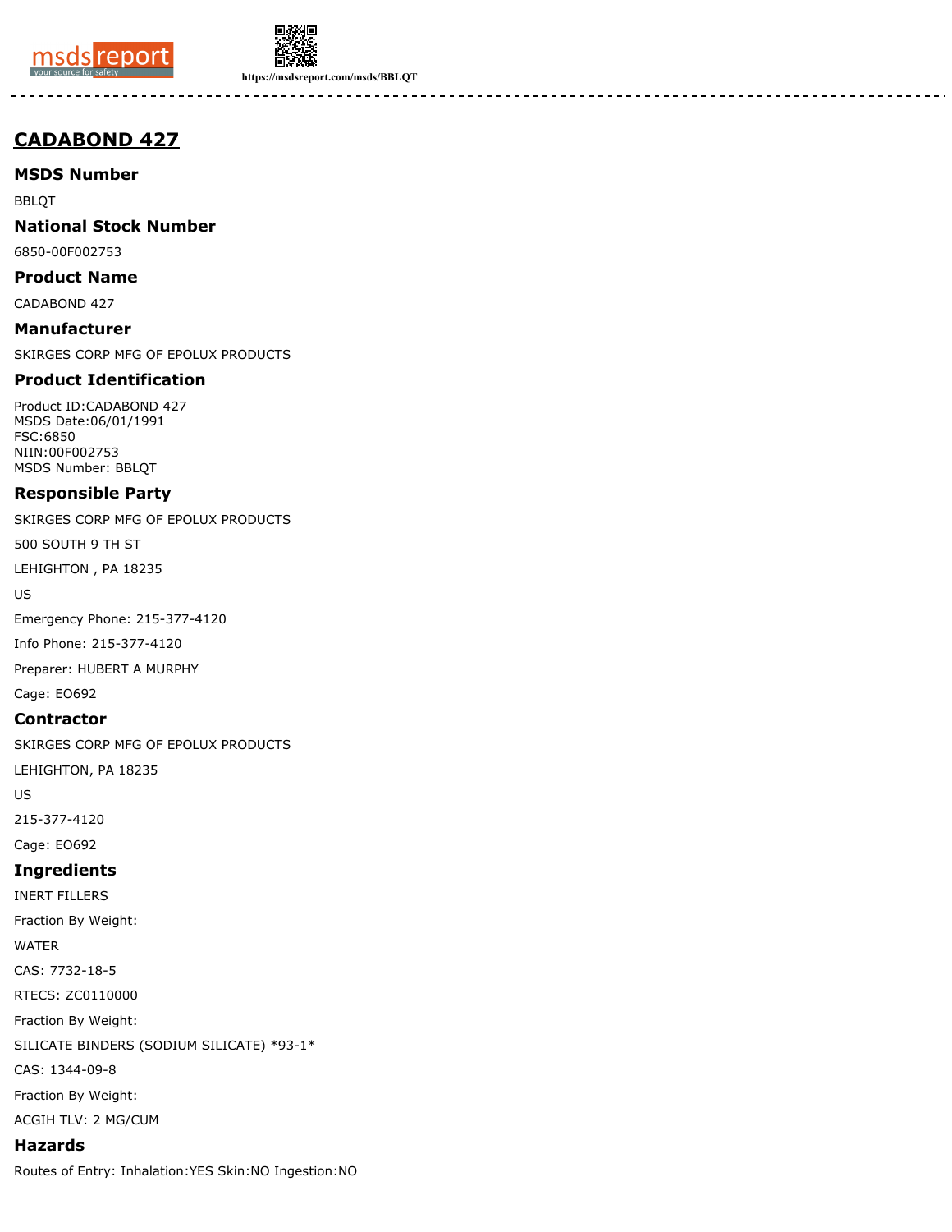https://msdsreport.com/msds/BBLQT

# CADABOND 427

## MSDS Number

BBLQT

## National Stock Number

6850-00F002753

## Product Name

CADABOND 427

## Manufacturer

SKIRGES CORP MFG OF EPOLUX PRODUCTS

## Product Identification

Product ID:CADABOND 427
MSDS Date:06/01/1991
FSC:6850
NIIN:00F002753
MSDS Number: BBLQT

## Responsible Party

SKIRGES CORP MFG OF EPOLUX PRODUCTS

500 SOUTH 9 TH ST

LEHIGHTON , PA 18235

US

Emergency Phone: 215-377-4120

Info Phone: 215-377-4120

Preparer: HUBERT A MURPHY

Cage: EO692

## Contractor

SKIRGES CORP MFG OF EPOLUX PRODUCTS

LEHIGHTON, PA 18235

US

215-377-4120

Cage: EO692

## Ingredients

INERT FILLERS

Fraction By Weight:

WATER

CAS: 7732-18-5

RTECS: ZC0110000

Fraction By Weight:

SILICATE BINDERS (SODIUM SILICATE) *93-1*

CAS: 1344-09-8

Fraction By Weight:

ACGIH TLV: 2 MG/CUM

## Hazards

Routes of Entry: Inhalation:YES Skin:NO Ingestion:NO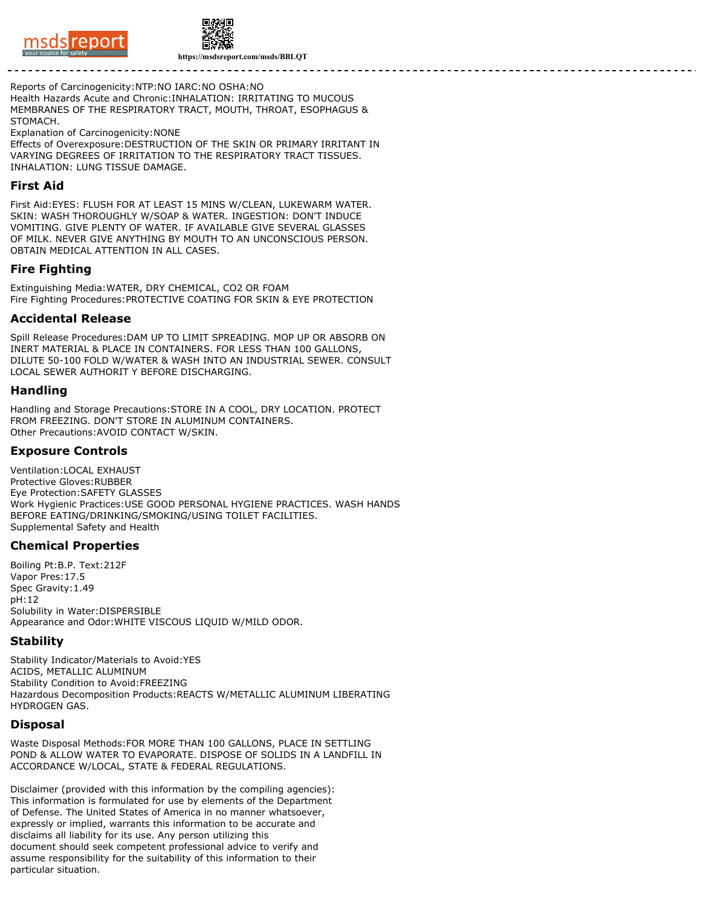Reports of Carcinogenicity:NTP:NO IARC:NO OSHA:NO
Health Hazards Acute and Chronic:INHALATION: IRRITATING TO MUCOUS MEMBRANES OF THE RESPIRATORY TRACT, MOUTH, THROAT, ESOPHAGUS & STOMACH.
Explanation of Carcinogenicity:NONE
Effects of Overexposure:DESTRUCTION OF THE SKIN OR PRIMARY IRRITANT IN VARYING DEGREES OF IRRITATION TO THE RESPIRATORY TRACT TISSUES. INHALATION: LUNG TISSUE DAMAGE.

## First Aid

First Aid:EYES: FLUSH FOR AT LEAST 15 MINS W/CLEAN, LUKEWARM WATER. SKIN: WASH THOROUGHLY W/SOAP & WATER. INGESTION: DON'T INDUCE VOMITING. GIVE PLENTY OF WATER. IF AVAILABLE GIVE SEVERAL GLASSES OF MILK. NEVER GIVE ANYTHING BY MOUTH TO AN UNCONSCIOUS PERSON. OBTAIN MEDICAL ATTENTION IN ALL CASES.

## Fire Fighting

Extinguishing Media:WATER, DRY CHEMICAL, CO2 OR FOAM
Fire Fighting Procedures:PROTECTIVE COATING FOR SKIN & EYE PROTECTION

## Accidental Release

Spill Release Procedures:DAM UP TO LIMIT SPREADING. MOP UP OR ABSORB ON INERT MATERIAL & PLACE IN CONTAINERS. FOR LESS THAN 100 GALLONS, DILUTE 50-100 FOLD W/WATER & WASH INTO AN INDUSTRIAL SEWER. CONSULT LOCAL SEWER AUTHORIT Y BEFORE DISCHARGING.

## Handling

Handling and Storage Precautions:STORE IN A COOL, DRY LOCATION. PROTECT FROM FREEZING. DON'T STORE IN ALUMINUM CONTAINERS.
Other Precautions:AVOID CONTACT W/SKIN.

## Exposure Controls

Ventilation:LOCAL EXHAUST
Protective Gloves:RUBBER
Eye Protection:SAFETY GLASSES
Work Hygienic Practices:USE GOOD PERSONAL HYGIENE PRACTICES. WASH HANDS BEFORE EATING/DRINKING/SMOKING/USING TOILET FACILITIES.
Supplemental Safety and Health

## Chemical Properties

Boiling Pt:B.P. Text:212F
Vapor Pres:17.5
Spec Gravity:1.49
pH:12
Solubility in Water:DISPERSIBLE
Appearance and Odor:WHITE VISCOUS LIQUID W/MILD ODOR.

## Stability

Stability Indicator/Materials to Avoid:YES
ACIDS, METALLIC ALUMINUM
Stability Condition to Avoid:FREEZING
Hazardous Decomposition Products:REACTS W/METALLIC ALUMINUM LIBERATING HYDROGEN GAS.

## Disposal

Waste Disposal Methods:FOR MORE THAN 100 GALLONS, PLACE IN SETTLING POND & ALLOW WATER TO EVAPORATE. DISPOSE OF SOLIDS IN A LANDFILL IN ACCORDANCE W/LOCAL, STATE & FEDERAL REGULATIONS.

Disclaimer (provided with this information by the compiling agencies): This information is formulated for use by elements of the Department of Defense. The United States of America in no manner whatsoever, expressly or implied, warrants this information to be accurate and disclaims all liability for its use. Any person utilizing this document should seek competent professional advice to verify and assume responsibility for the suitability of this information to their particular situation.